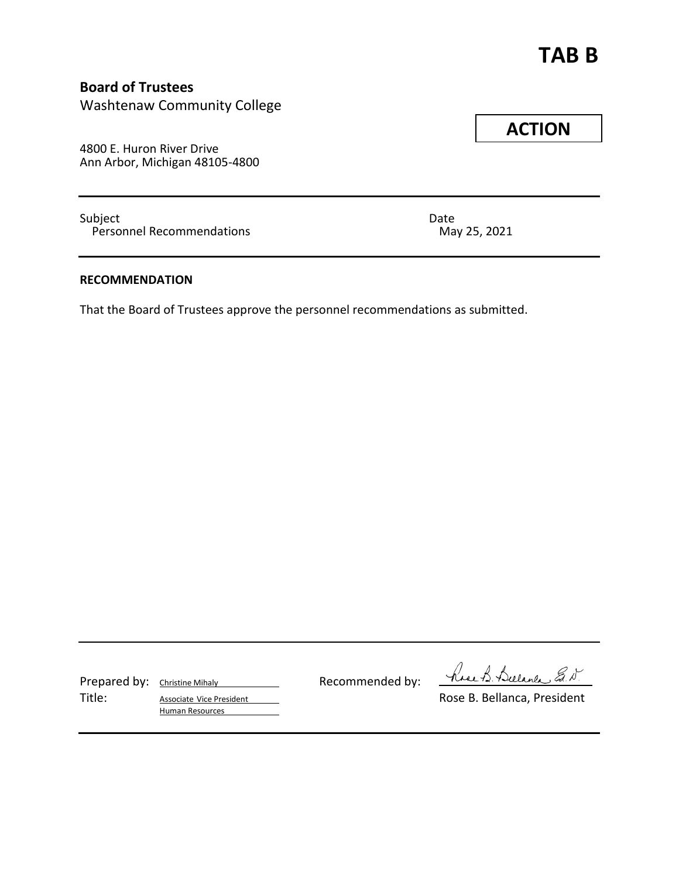# TAB B

**Board of Trustees**
Washtenaw Community College

**ACTION**

4800 E. Huron River Drive
Ann Arbor, Michigan 48105-4800

---

Subject
Personnel Recommendations

Date
May 25, 2021

---

**RECOMMENDATION**

That the Board of Trustees approve the personnel recommendations as submitted.

---

Prepared by: Christine Mihaly
Title: Associate Vice President
Human Resources

Recommended by: Rose B. Bellanca, Ed.D.
Rose B. Bellanca, President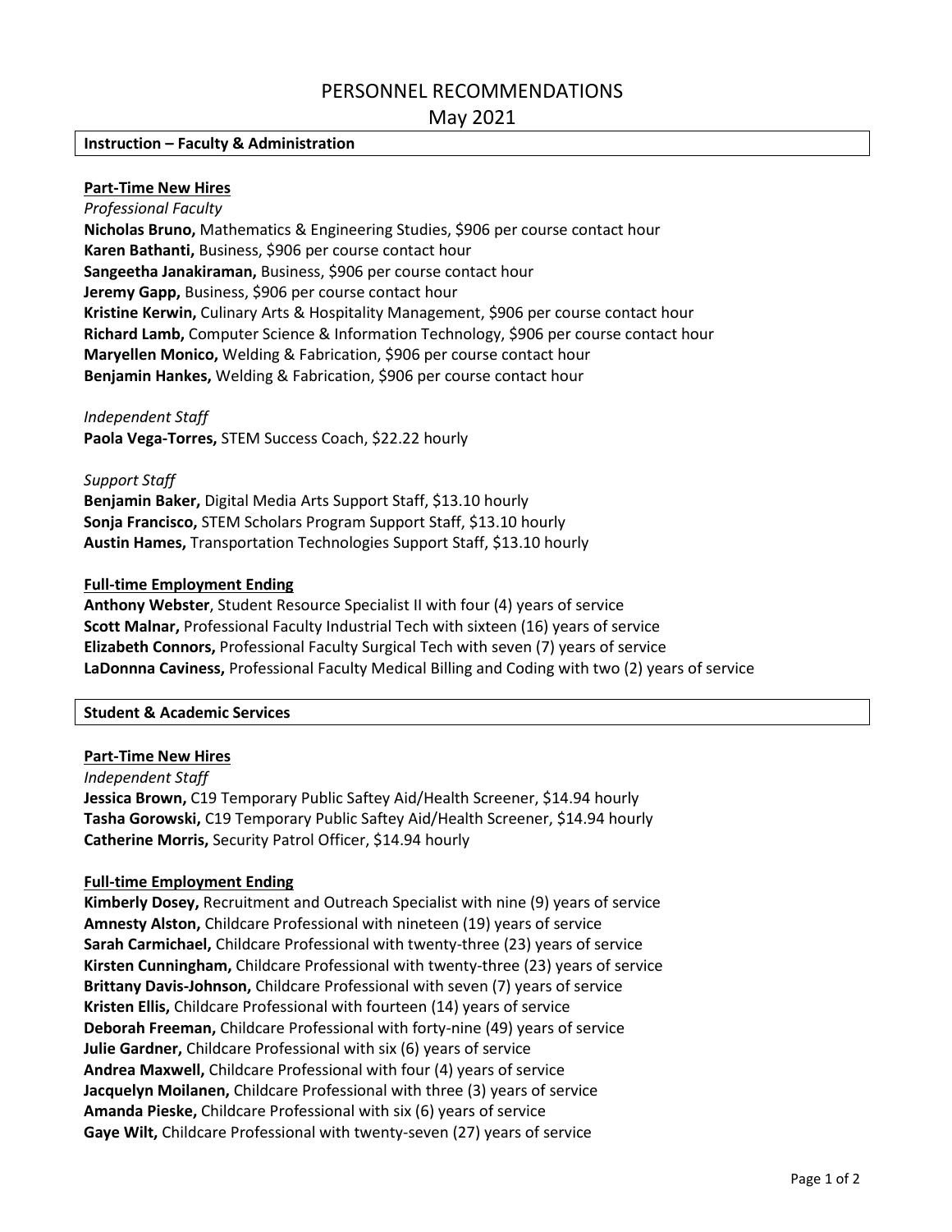# PERSONNEL RECOMMENDATIONS

May 2021

## Instruction – Faculty & Administration

### Part-Time New Hires

*Professional Faculty*

**Nicholas Bruno,** Mathematics & Engineering Studies, $906 per course contact hour
**Karen Bathanti,** Business, $906 per course contact hour
**Sangeetha Janakiraman,** Business, $906 per course contact hour
**Jeremy Gapp,** Business, $906 per course contact hour
**Kristine Kerwin,** Culinary Arts & Hospitality Management, $906 per course contact hour
**Richard Lamb,** Computer Science & Information Technology, $906 per course contact hour
**Maryellen Monico,** Welding & Fabrication, $906 per course contact hour
**Benjamin Hankes,** Welding & Fabrication, $906 per course contact hour

*Independent Staff*

**Paola Vega-Torres,** STEM Success Coach, $22.22 hourly

*Support Staff*

**Benjamin Baker,** Digital Media Arts Support Staff, $13.10 hourly
**Sonja Francisco,** STEM Scholars Program Support Staff, $13.10 hourly
**Austin Hames,** Transportation Technologies Support Staff, $13.10 hourly

### Full-time Employment Ending

**Anthony Webster**, Student Resource Specialist II with four (4) years of service
**Scott Malnar,** Professional Faculty Industrial Tech with sixteen (16) years of service
**Elizabeth Connors,** Professional Faculty Surgical Tech with seven (7) years of service
**LaDonnna Caviness,** Professional Faculty Medical Billing and Coding with two (2) years of service

## Student & Academic Services

### Part-Time New Hires

*Independent Staff*

**Jessica Brown,** C19 Temporary Public Saftey Aid/Health Screener, $14.94 hourly
**Tasha Gorowski,** C19 Temporary Public Saftey Aid/Health Screener, $14.94 hourly
**Catherine Morris,** Security Patrol Officer, $14.94 hourly

### Full-time Employment Ending

**Kimberly Dosey,** Recruitment and Outreach Specialist with nine (9) years of service
**Amnesty Alston,** Childcare Professional with nineteen (19) years of service
**Sarah Carmichael,** Childcare Professional with twenty-three (23) years of service
**Kirsten Cunningham,** Childcare Professional with twenty-three (23) years of service
**Brittany Davis-Johnson,** Childcare Professional with seven (7) years of service
**Kristen Ellis,** Childcare Professional with fourteen (14) years of service
**Deborah Freeman,** Childcare Professional with forty-nine (49) years of service
**Julie Gardner,** Childcare Professional with six (6) years of service
**Andrea Maxwell,** Childcare Professional with four (4) years of service
**Jacquelyn Moilanen,** Childcare Professional with three (3) years of service
**Amanda Pieske,** Childcare Professional with six (6) years of service
**Gaye Wilt,** Childcare Professional with twenty-seven (27) years of service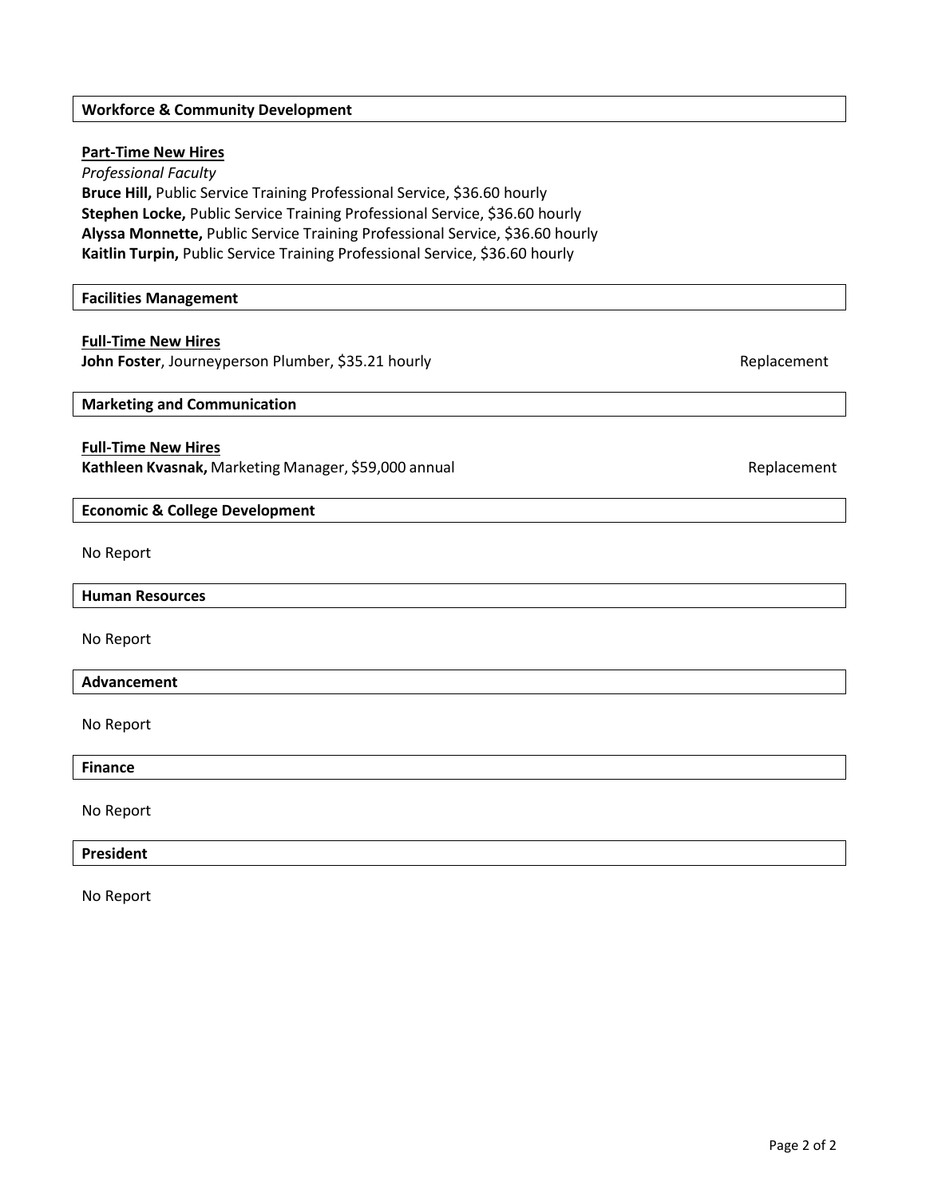## Workforce & Community Development

**Part-Time New Hires**

*Professional Faculty*

**Bruce Hill,** Public Service Training Professional Service, $36.60 hourly
**Stephen Locke,** Public Service Training Professional Service, $36.60 hourly
**Alyssa Monnette,** Public Service Training Professional Service, $36.60 hourly
**Kaitlin Turpin,** Public Service Training Professional Service, $36.60 hourly

## Facilities Management

**Full-Time New Hires**

**John Foster**, Journeyperson Plumber, $35.21 hourly — Replacement

## Marketing and Communication

**Full-Time New Hires**

**Kathleen Kvasnak,** Marketing Manager, $59,000 annual — Replacement

## Economic & College Development

No Report

## Human Resources

No Report

## Advancement

No Report

## Finance

No Report

## President

No Report